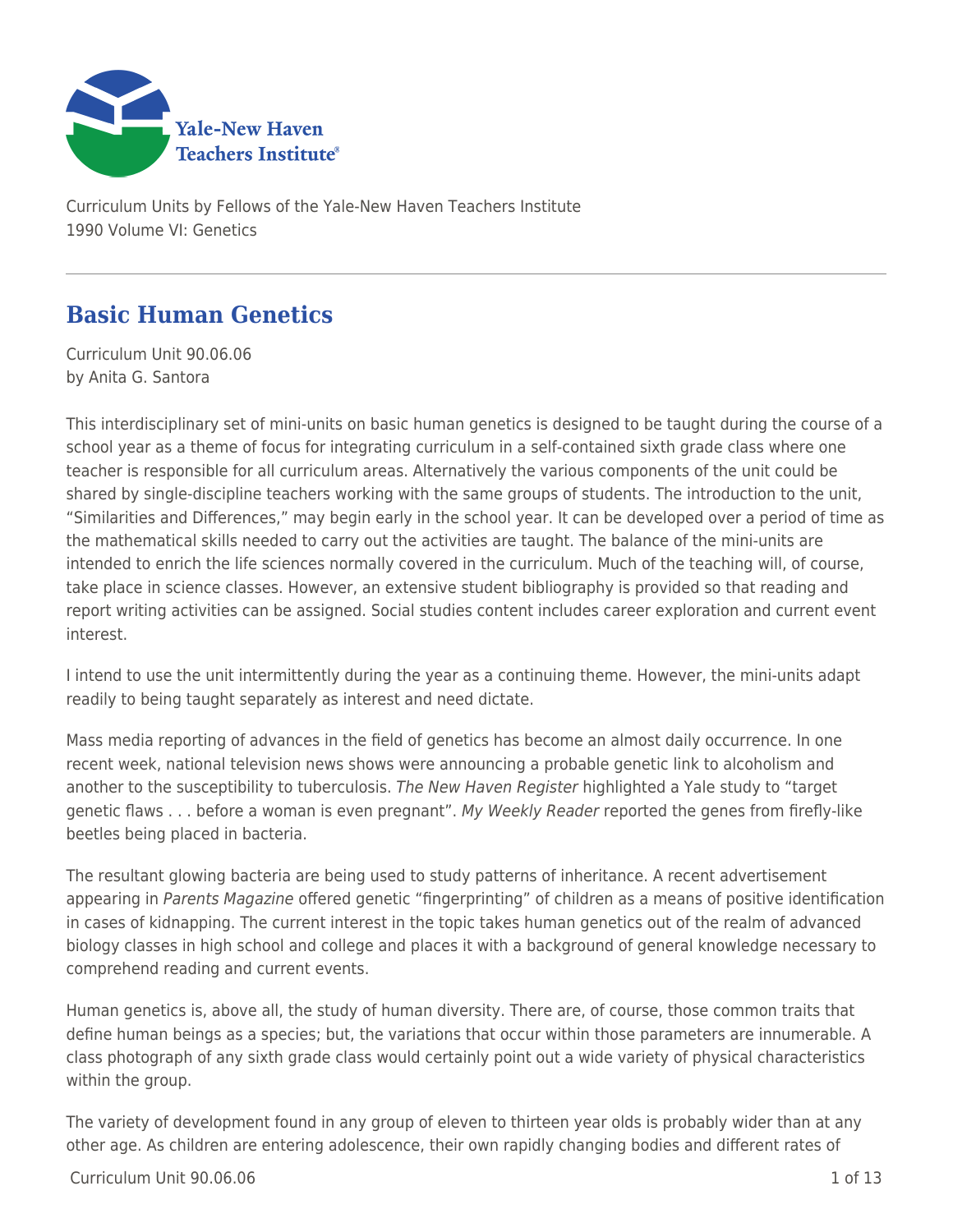Curriculum Units by Fellows of the Yale-New Haven Teachers Institute
1990 Volume VI: Genetics

# Basic Human Genetics

Curriculum Unit 90.06.06
by Anita G. Santora

This interdisciplinary set of mini-units on basic human genetics is designed to be taught during the course of a school year as a theme of focus for integrating curriculum in a self-contained sixth grade class where one teacher is responsible for all curriculum areas. Alternatively the various components of the unit could be shared by single-discipline teachers working with the same groups of students. The introduction to the unit, "Similarities and Differences," may begin early in the school year. It can be developed over a period of time as the mathematical skills needed to carry out the activities are taught. The balance of the mini-units are intended to enrich the life sciences normally covered in the curriculum. Much of the teaching will, of course, take place in science classes. However, an extensive student bibliography is provided so that reading and report writing activities can be assigned. Social studies content includes career exploration and current event interest.

I intend to use the unit intermittently during the year as a continuing theme. However, the mini-units adapt readily to being taught separately as interest and need dictate.

Mass media reporting of advances in the field of genetics has become an almost daily occurrence. In one recent week, national television news shows were announcing a probable genetic link to alcoholism and another to the susceptibility to tuberculosis. *The New Haven Register* highlighted a Yale study to "target genetic flaws . . . before a woman is even pregnant". *My Weekly Reader* reported the genes from firefly-like beetles being placed in bacteria.

The resultant glowing bacteria are being used to study patterns of inheritance. A recent advertisement appearing in *Parents Magazine* offered genetic "fingerprinting" of children as a means of positive identification in cases of kidnapping. The current interest in the topic takes human genetics out of the realm of advanced biology classes in high school and college and places it with a background of general knowledge necessary to comprehend reading and current events.

Human genetics is, above all, the study of human diversity. There are, of course, those common traits that define human beings as a species; but, the variations that occur within those parameters are innumerable. A class photograph of any sixth grade class would certainly point out a wide variety of physical characteristics within the group.

The variety of development found in any group of eleven to thirteen year olds is probably wider than at any other age. As children are entering adolescence, their own rapidly changing bodies and different rates of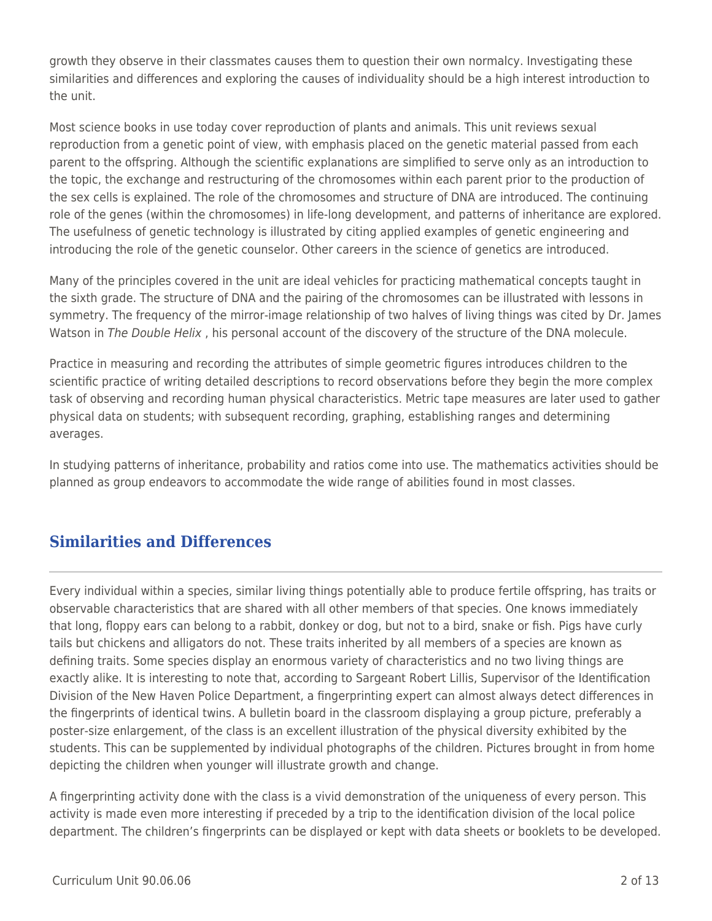growth they observe in their classmates causes them to question their own normalcy. Investigating these similarities and differences and exploring the causes of individuality should be a high interest introduction to the unit.

Most science books in use today cover reproduction of plants and animals. This unit reviews sexual reproduction from a genetic point of view, with emphasis placed on the genetic material passed from each parent to the offspring. Although the scientific explanations are simplified to serve only as an introduction to the topic, the exchange and restructuring of the chromosomes within each parent prior to the production of the sex cells is explained. The role of the chromosomes and structure of DNA are introduced. The continuing role of the genes (within the chromosomes) in life-long development, and patterns of inheritance are explored. The usefulness of genetic technology is illustrated by citing applied examples of genetic engineering and introducing the role of the genetic counselor. Other careers in the science of genetics are introduced.

Many of the principles covered in the unit are ideal vehicles for practicing mathematical concepts taught in the sixth grade. The structure of DNA and the pairing of the chromosomes can be illustrated with lessons in symmetry. The frequency of the mirror-image relationship of two halves of living things was cited by Dr. James Watson in *The Double Helix* , his personal account of the discovery of the structure of the DNA molecule.

Practice in measuring and recording the attributes of simple geometric figures introduces children to the scientific practice of writing detailed descriptions to record observations before they begin the more complex task of observing and recording human physical characteristics. Metric tape measures are later used to gather physical data on students; with subsequent recording, graphing, establishing ranges and determining averages.

In studying patterns of inheritance, probability and ratios come into use. The mathematics activities should be planned as group endeavors to accommodate the wide range of abilities found in most classes.

## Similarities and Differences

Every individual within a species, similar living things potentially able to produce fertile offspring, has traits or observable characteristics that are shared with all other members of that species. One knows immediately that long, floppy ears can belong to a rabbit, donkey or dog, but not to a bird, snake or fish. Pigs have curly tails but chickens and alligators do not. These traits inherited by all members of a species are known as defining traits. Some species display an enormous variety of characteristics and no two living things are exactly alike. It is interesting to note that, according to Sargeant Robert Lillis, Supervisor of the Identification Division of the New Haven Police Department, a fingerprinting expert can almost always detect differences in the fingerprints of identical twins. A bulletin board in the classroom displaying a group picture, preferably a poster-size enlargement, of the class is an excellent illustration of the physical diversity exhibited by the students. This can be supplemented by individual photographs of the children. Pictures brought in from home depicting the children when younger will illustrate growth and change.

A fingerprinting activity done with the class is a vivid demonstration of the uniqueness of every person. This activity is made even more interesting if preceded by a trip to the identification division of the local police department. The children's fingerprints can be displayed or kept with data sheets or booklets to be developed.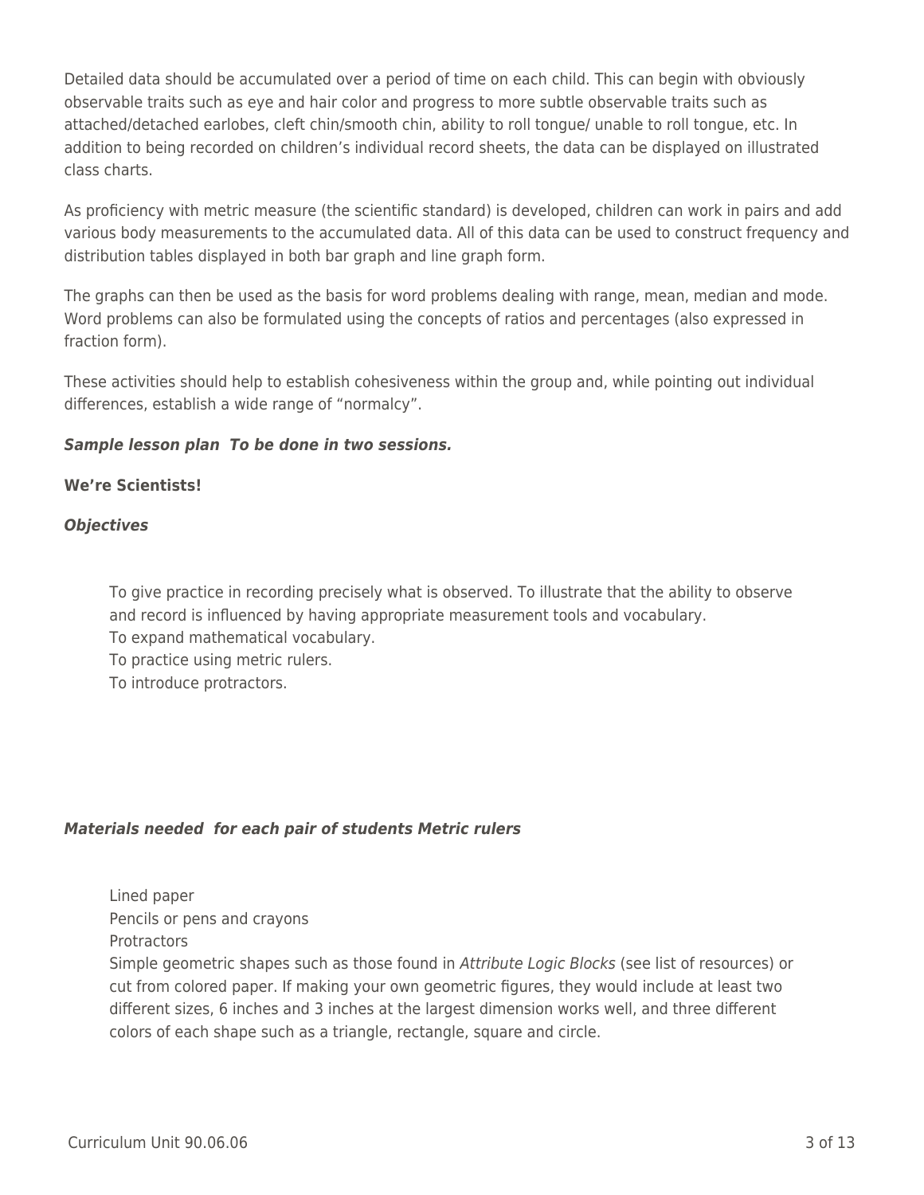Detailed data should be accumulated over a period of time on each child. This can begin with obviously observable traits such as eye and hair color and progress to more subtle observable traits such as attached/detached earlobes, cleft chin/smooth chin, ability to roll tongue/ unable to roll tongue, etc. In addition to being recorded on children's individual record sheets, the data can be displayed on illustrated class charts.

As proficiency with metric measure (the scientific standard) is developed, children can work in pairs and add various body measurements to the accumulated data. All of this data can be used to construct frequency and distribution tables displayed in both bar graph and line graph form.

The graphs can then be used as the basis for word problems dealing with range, mean, median and mode. Word problems can also be formulated using the concepts of ratios and percentages (also expressed in fraction form).

These activities should help to establish cohesiveness within the group and, while pointing out individual differences, establish a wide range of "normalcy".

***Sample lesson plan  To be done in two sessions.***

**We're Scientists!**

***Objectives***

> To give practice in recording precisely what is observed. To illustrate that the ability to observe and record is influenced by having appropriate measurement tools and vocabulary.
> To expand mathematical vocabulary.
> To practice using metric rulers.
> To introduce protractors.

***Materials needed  for each pair of students Metric rulers***

> Lined paper
> Pencils or pens and crayons
> Protractors
> Simple geometric shapes such as those found in *Attribute Logic Blocks* (see list of resources) or cut from colored paper. If making your own geometric figures, they would include at least two different sizes, 6 inches and 3 inches at the largest dimension works well, and three different colors of each shape such as a triangle, rectangle, square and circle.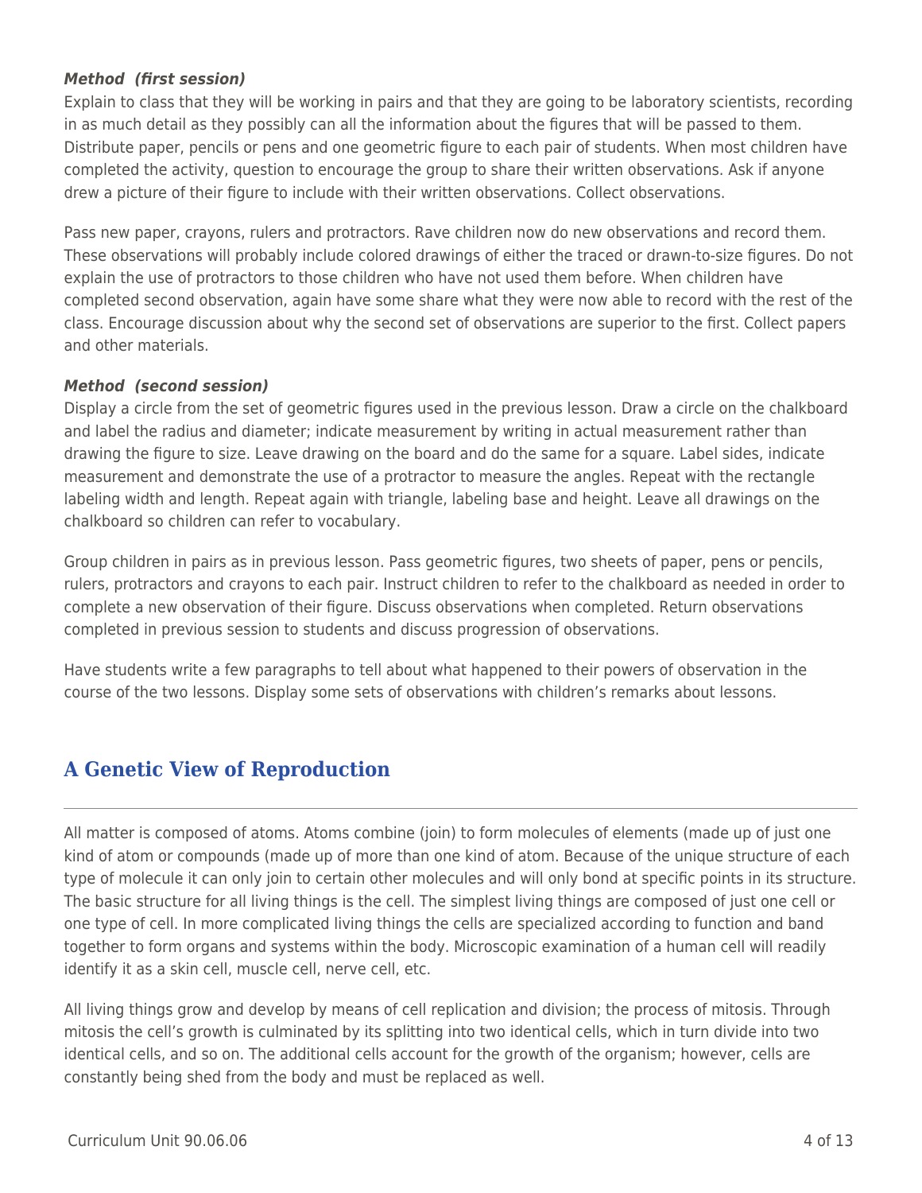***Method (first session)***

Explain to class that they will be working in pairs and that they are going to be laboratory scientists, recording in as much detail as they possibly can all the information about the figures that will be passed to them. Distribute paper, pencils or pens and one geometric figure to each pair of students. When most children have completed the activity, question to encourage the group to share their written observations. Ask if anyone drew a picture of their figure to include with their written observations. Collect observations.

Pass new paper, crayons, rulers and protractors. Rave children now do new observations and record them. These observations will probably include colored drawings of either the traced or drawn-to-size figures. Do not explain the use of protractors to those children who have not used them before. When children have completed second observation, again have some share what they were now able to record with the rest of the class. Encourage discussion about why the second set of observations are superior to the first. Collect papers and other materials.

***Method (second session)***

Display a circle from the set of geometric figures used in the previous lesson. Draw a circle on the chalkboard and label the radius and diameter; indicate measurement by writing in actual measurement rather than drawing the figure to size. Leave drawing on the board and do the same for a square. Label sides, indicate measurement and demonstrate the use of a protractor to measure the angles. Repeat with the rectangle labeling width and length. Repeat again with triangle, labeling base and height. Leave all drawings on the chalkboard so children can refer to vocabulary.

Group children in pairs as in previous lesson. Pass geometric figures, two sheets of paper, pens or pencils, rulers, protractors and crayons to each pair. Instruct children to refer to the chalkboard as needed in order to complete a new observation of their figure. Discuss observations when completed. Return observations completed in previous session to students and discuss progression of observations.

Have students write a few paragraphs to tell about what happened to their powers of observation in the course of the two lessons. Display some sets of observations with children's remarks about lessons.

## A Genetic View of Reproduction

All matter is composed of atoms. Atoms combine (join) to form molecules of elements (made up of just one kind of atom or compounds (made up of more than one kind of atom. Because of the unique structure of each type of molecule it can only join to certain other molecules and will only bond at specific points in its structure. The basic structure for all living things is the cell. The simplest living things are composed of just one cell or one type of cell. In more complicated living things the cells are specialized according to function and band together to form organs and systems within the body. Microscopic examination of a human cell will readily identify it as a skin cell, muscle cell, nerve cell, etc.

All living things grow and develop by means of cell replication and division; the process of mitosis. Through mitosis the cell's growth is culminated by its splitting into two identical cells, which in turn divide into two identical cells, and so on. The additional cells account for the growth of the organism; however, cells are constantly being shed from the body and must be replaced as well.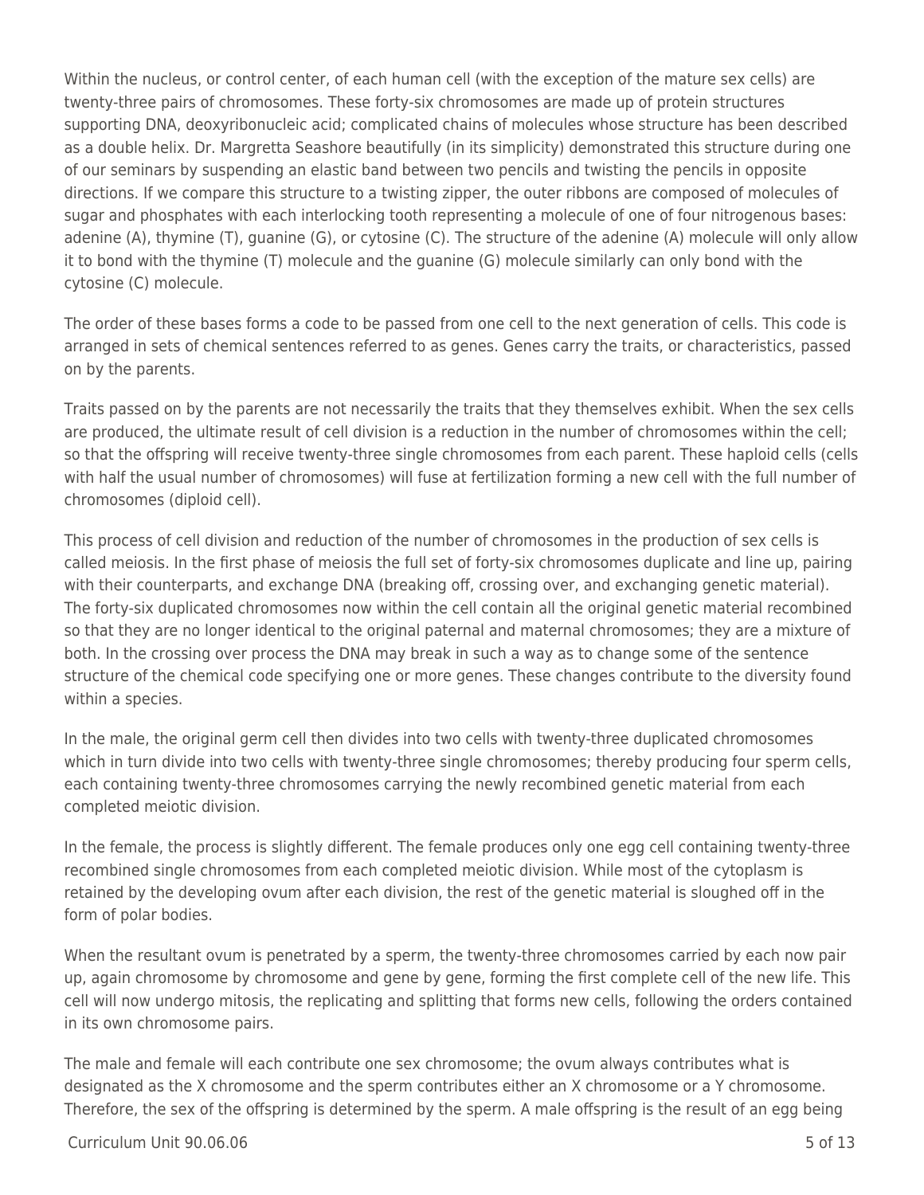Within the nucleus, or control center, of each human cell (with the exception of the mature sex cells) are twenty-three pairs of chromosomes. These forty-six chromosomes are made up of protein structures supporting DNA, deoxyribonucleic acid; complicated chains of molecules whose structure has been described as a double helix. Dr. Margretta Seashore beautifully (in its simplicity) demonstrated this structure during one of our seminars by suspending an elastic band between two pencils and twisting the pencils in opposite directions. If we compare this structure to a twisting zipper, the outer ribbons are composed of molecules of sugar and phosphates with each interlocking tooth representing a molecule of one of four nitrogenous bases: adenine (A), thymine (T), guanine (G), or cytosine (C). The structure of the adenine (A) molecule will only allow it to bond with the thymine (T) molecule and the guanine (G) molecule similarly can only bond with the cytosine (C) molecule.

The order of these bases forms a code to be passed from one cell to the next generation of cells. This code is arranged in sets of chemical sentences referred to as genes. Genes carry the traits, or characteristics, passed on by the parents.

Traits passed on by the parents are not necessarily the traits that they themselves exhibit. When the sex cells are produced, the ultimate result of cell division is a reduction in the number of chromosomes within the cell; so that the offspring will receive twenty-three single chromosomes from each parent. These haploid cells (cells with half the usual number of chromosomes) will fuse at fertilization forming a new cell with the full number of chromosomes (diploid cell).

This process of cell division and reduction of the number of chromosomes in the production of sex cells is called meiosis. In the first phase of meiosis the full set of forty-six chromosomes duplicate and line up, pairing with their counterparts, and exchange DNA (breaking off, crossing over, and exchanging genetic material). The forty-six duplicated chromosomes now within the cell contain all the original genetic material recombined so that they are no longer identical to the original paternal and maternal chromosomes; they are a mixture of both. In the crossing over process the DNA may break in such a way as to change some of the sentence structure of the chemical code specifying one or more genes. These changes contribute to the diversity found within a species.

In the male, the original germ cell then divides into two cells with twenty-three duplicated chromosomes which in turn divide into two cells with twenty-three single chromosomes; thereby producing four sperm cells, each containing twenty-three chromosomes carrying the newly recombined genetic material from each completed meiotic division.

In the female, the process is slightly different. The female produces only one egg cell containing twenty-three recombined single chromosomes from each completed meiotic division. While most of the cytoplasm is retained by the developing ovum after each division, the rest of the genetic material is sloughed off in the form of polar bodies.

When the resultant ovum is penetrated by a sperm, the twenty-three chromosomes carried by each now pair up, again chromosome by chromosome and gene by gene, forming the first complete cell of the new life. This cell will now undergo mitosis, the replicating and splitting that forms new cells, following the orders contained in its own chromosome pairs.

The male and female will each contribute one sex chromosome; the ovum always contributes what is designated as the X chromosome and the sperm contributes either an X chromosome or a Y chromosome. Therefore, the sex of the offspring is determined by the sperm. A male offspring is the result of an egg being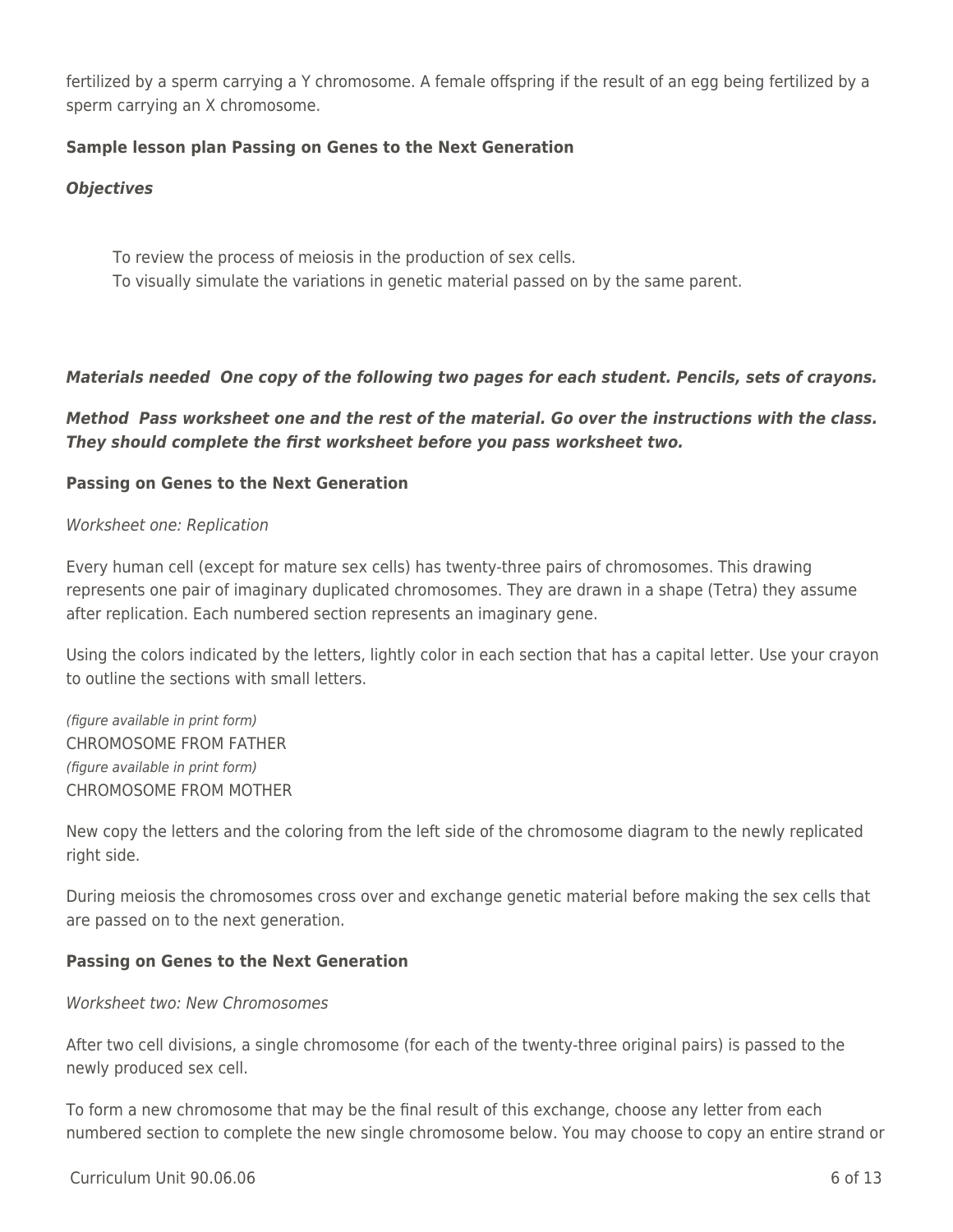fertilized by a sperm carrying a Y chromosome. A female offspring if the result of an egg being fertilized by a sperm carrying an X chromosome.

**Sample lesson plan Passing on Genes to the Next Generation**

***Objectives***

To review the process of meiosis in the production of sex cells.
To visually simulate the variations in genetic material passed on by the same parent.

***Materials needed One copy of the following two pages for each student. Pencils, sets of crayons.***

***Method Pass worksheet one and the rest of the material. Go over the instructions with the class. They should complete the first worksheet before you pass worksheet two.***

**Passing on Genes to the Next Generation**

*Worksheet one: Replication*

Every human cell (except for mature sex cells) has twenty-three pairs of chromosomes. This drawing represents one pair of imaginary duplicated chromosomes. They are drawn in a shape (Tetra) they assume after replication. Each numbered section represents an imaginary gene.

Using the colors indicated by the letters, lightly color in each section that has a capital letter. Use your crayon to outline the sections with small letters.

*(figure available in print form)*
CHROMOSOME FROM FATHER
*(figure available in print form)*
CHROMOSOME FROM MOTHER

New copy the letters and the coloring from the left side of the chromosome diagram to the newly replicated right side.

During meiosis the chromosomes cross over and exchange genetic material before making the sex cells that are passed on to the next generation.

**Passing on Genes to the Next Generation**

*Worksheet two: New Chromosomes*

After two cell divisions, a single chromosome (for each of the twenty-three original pairs) is passed to the newly produced sex cell.

To form a new chromosome that may be the final result of this exchange, choose any letter from each numbered section to complete the new single chromosome below. You may choose to copy an entire strand or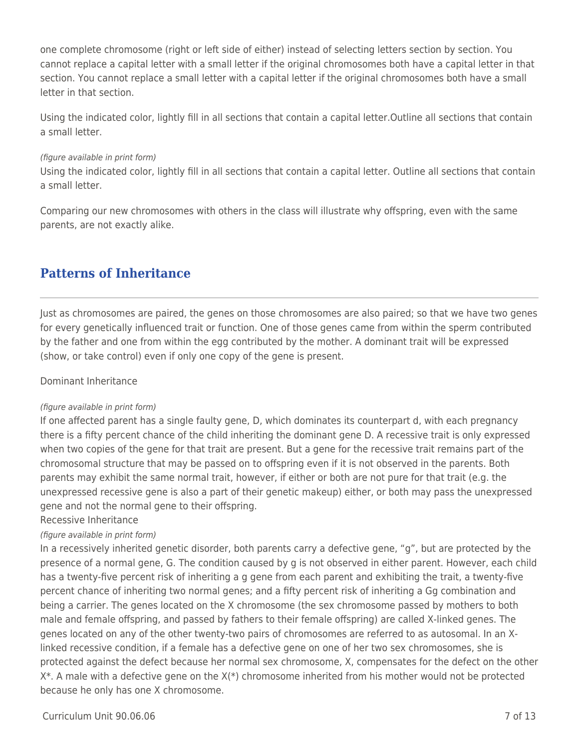one complete chromosome (right or left side of either) instead of selecting letters section by section. You cannot replace a capital letter with a small letter if the original chromosomes both have a capital letter in that section. You cannot replace a small letter with a capital letter if the original chromosomes both have a small letter in that section.

Using the indicated color, lightly fill in all sections that contain a capital letter.Outline all sections that contain a small letter.

*(figure available in print form)*

Using the indicated color, lightly fill in all sections that contain a capital letter. Outline all sections that contain a small letter.

Comparing our new chromosomes with others in the class will illustrate why offspring, even with the same parents, are not exactly alike.

## Patterns of Inheritance

Just as chromosomes are paired, the genes on those chromosomes are also paired; so that we have two genes for every genetically influenced trait or function. One of those genes came from within the sperm contributed by the father and one from within the egg contributed by the mother. A dominant trait will be expressed (show, or take control) even if only one copy of the gene is present.

Dominant Inheritance

*(figure available in print form)*

If one affected parent has a single faulty gene, D, which dominates its counterpart d, with each pregnancy there is a fifty percent chance of the child inheriting the dominant gene D. A recessive trait is only expressed when two copies of the gene for that trait are present. But a gene for the recessive trait remains part of the chromosomal structure that may be passed on to offspring even if it is not observed in the parents. Both parents may exhibit the same normal trait, however, if either or both are not pure for that trait (e.g. the unexpressed recessive gene is also a part of their genetic makeup) either, or both may pass the unexpressed gene and not the normal gene to their offspring.

Recessive Inheritance

*(figure available in print form)*

In a recessively inherited genetic disorder, both parents carry a defective gene, “g”, but are protected by the presence of a normal gene, G. The condition caused by g is not observed in either parent. However, each child has a twenty-five percent risk of inheriting a g gene from each parent and exhibiting the trait, a twenty-five percent chance of inheriting two normal genes; and a fifty percent risk of inheriting a Gg combination and being a carrier. The genes located on the X chromosome (the sex chromosome passed by mothers to both male and female offspring, and passed by fathers to their female offspring) are called X-linked genes. The genes located on any of the other twenty-two pairs of chromosomes are referred to as autosomal. In an X-linked recessive condition, if a female has a defective gene on one of her two sex chromosomes, she is protected against the defect because her normal sex chromosome, X, compensates for the defect on the other X*. A male with a defective gene on the X(*) chromosome inherited from his mother would not be protected because he only has one X chromosome.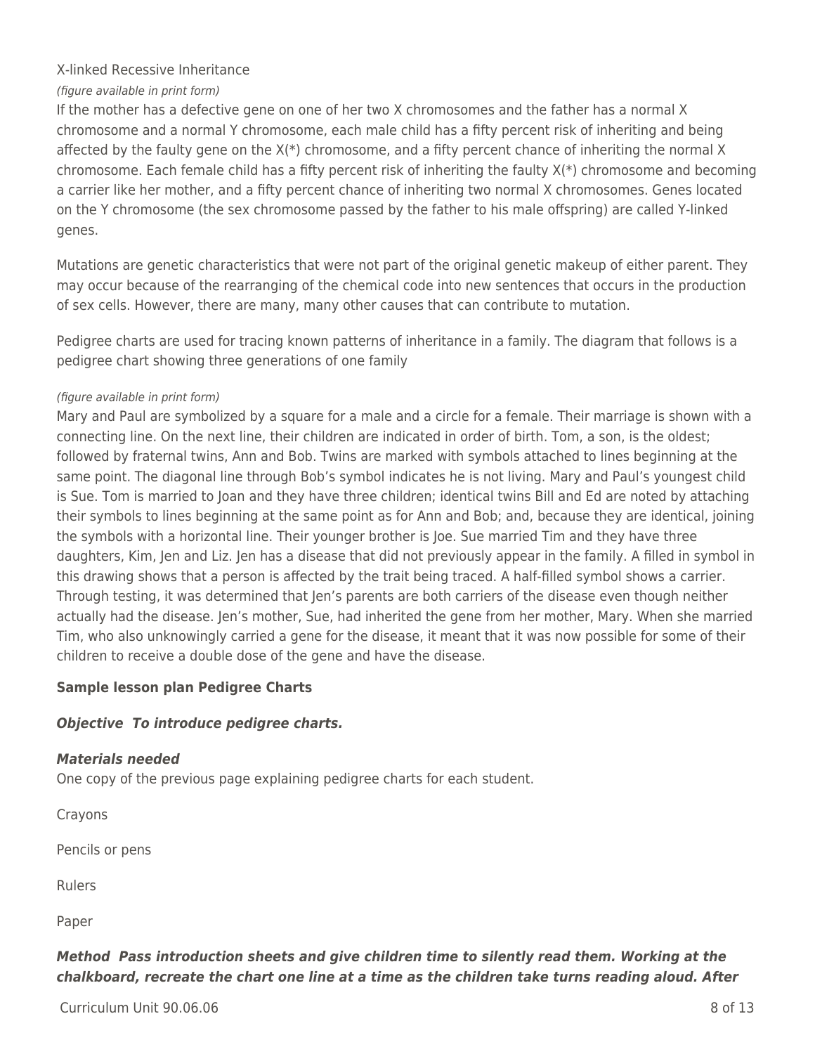X-linked Recessive Inheritance

*(figure available in print form)*

If the mother has a defective gene on one of her two X chromosomes and the father has a normal X chromosome and a normal Y chromosome, each male child has a fifty percent risk of inheriting and being affected by the faulty gene on the X(*) chromosome, and a fifty percent chance of inheriting the normal X chromosome. Each female child has a fifty percent risk of inheriting the faulty X(*) chromosome and becoming a carrier like her mother, and a fifty percent chance of inheriting two normal X chromosomes. Genes located on the Y chromosome (the sex chromosome passed by the father to his male offspring) are called Y-linked genes.

Mutations are genetic characteristics that were not part of the original genetic makeup of either parent. They may occur because of the rearranging of the chemical code into new sentences that occurs in the production of sex cells. However, there are many, many other causes that can contribute to mutation.

Pedigree charts are used for tracing known patterns of inheritance in a family. The diagram that follows is a pedigree chart showing three generations of one family

*(figure available in print form)*

Mary and Paul are symbolized by a square for a male and a circle for a female. Their marriage is shown with a connecting line. On the next line, their children are indicated in order of birth. Tom, a son, is the oldest; followed by fraternal twins, Ann and Bob. Twins are marked with symbols attached to lines beginning at the same point. The diagonal line through Bob's symbol indicates he is not living. Mary and Paul's youngest child is Sue. Tom is married to Joan and they have three children; identical twins Bill and Ed are noted by attaching their symbols to lines beginning at the same point as for Ann and Bob; and, because they are identical, joining the symbols with a horizontal line. Their younger brother is Joe. Sue married Tim and they have three daughters, Kim, Jen and Liz. Jen has a disease that did not previously appear in the family. A filled in symbol in this drawing shows that a person is affected by the trait being traced. A half-filled symbol shows a carrier. Through testing, it was determined that Jen's parents are both carriers of the disease even though neither actually had the disease. Jen's mother, Sue, had inherited the gene from her mother, Mary. When she married Tim, who also unknowingly carried a gene for the disease, it meant that it was now possible for some of their children to receive a double dose of the gene and have the disease.

**Sample lesson plan Pedigree Charts**

***Objective To introduce pedigree charts.***

***Materials needed***

One copy of the previous page explaining pedigree charts for each student.

Crayons

Pencils or pens

Rulers

Paper

***Method Pass introduction sheets and give children time to silently read them. Working at the chalkboard, recreate the chart one line at a time as the children take turns reading aloud. After***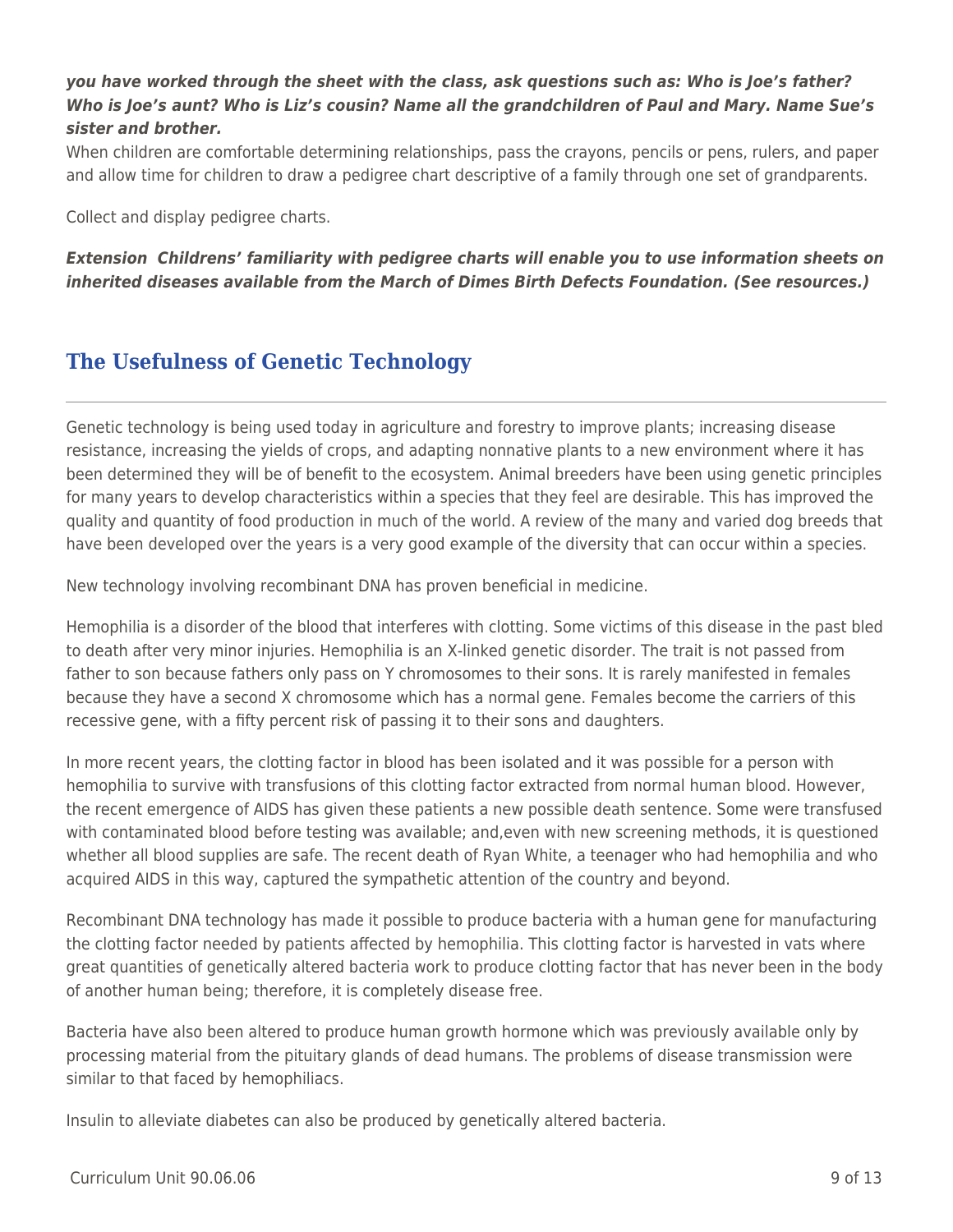***you have worked through the sheet with the class, ask questions such as: Who is Joe's father? Who is Joe's aunt? Who is Liz's cousin? Name all the grandchildren of Paul and Mary. Name Sue's sister and brother.***

When children are comfortable determining relationships, pass the crayons, pencils or pens, rulers, and paper and allow time for children to draw a pedigree chart descriptive of a family through one set of grandparents.

Collect and display pedigree charts.

***Extension Childrens' familiarity with pedigree charts will enable you to use information sheets on inherited diseases available from the March of Dimes Birth Defects Foundation. (See resources.)***

## The Usefulness of Genetic Technology

Genetic technology is being used today in agriculture and forestry to improve plants; increasing disease resistance, increasing the yields of crops, and adapting nonnative plants to a new environment where it has been determined they will be of benefit to the ecosystem. Animal breeders have been using genetic principles for many years to develop characteristics within a species that they feel are desirable. This has improved the quality and quantity of food production in much of the world. A review of the many and varied dog breeds that have been developed over the years is a very good example of the diversity that can occur within a species.

New technology involving recombinant DNA has proven beneficial in medicine.

Hemophilia is a disorder of the blood that interferes with clotting. Some victims of this disease in the past bled to death after very minor injuries. Hemophilia is an X-linked genetic disorder. The trait is not passed from father to son because fathers only pass on Y chromosomes to their sons. It is rarely manifested in females because they have a second X chromosome which has a normal gene. Females become the carriers of this recessive gene, with a fifty percent risk of passing it to their sons and daughters.

In more recent years, the clotting factor in blood has been isolated and it was possible for a person with hemophilia to survive with transfusions of this clotting factor extracted from normal human blood. However, the recent emergence of AIDS has given these patients a new possible death sentence. Some were transfused with contaminated blood before testing was available; and,even with new screening methods, it is questioned whether all blood supplies are safe. The recent death of Ryan White, a teenager who had hemophilia and who acquired AIDS in this way, captured the sympathetic attention of the country and beyond.

Recombinant DNA technology has made it possible to produce bacteria with a human gene for manufacturing the clotting factor needed by patients affected by hemophilia. This clotting factor is harvested in vats where great quantities of genetically altered bacteria work to produce clotting factor that has never been in the body of another human being; therefore, it is completely disease free.

Bacteria have also been altered to produce human growth hormone which was previously available only by processing material from the pituitary glands of dead humans. The problems of disease transmission were similar to that faced by hemophiliacs.

Insulin to alleviate diabetes can also be produced by genetically altered bacteria.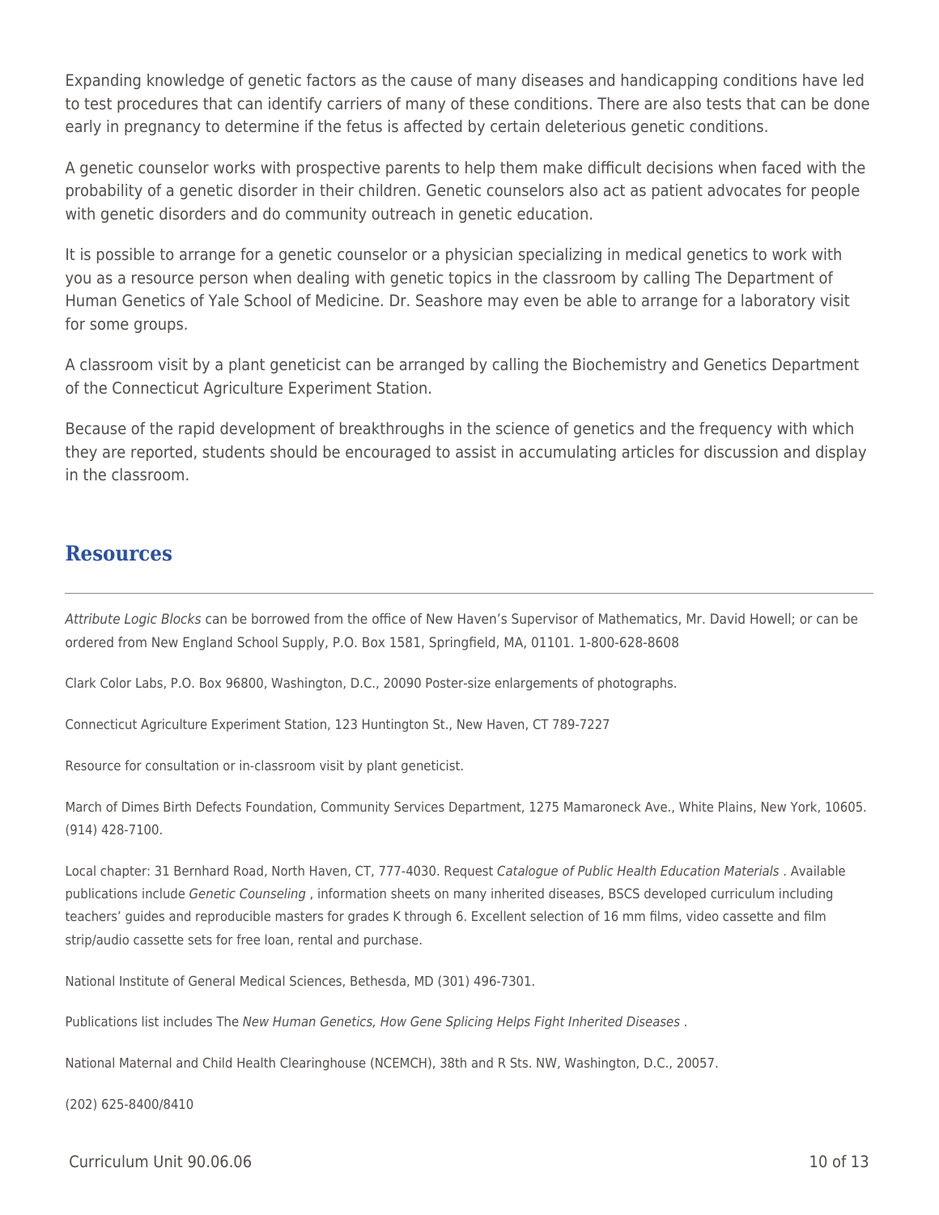Expanding knowledge of genetic factors as the cause of many diseases and handicapping conditions have led to test procedures that can identify carriers of many of these conditions. There are also tests that can be done early in pregnancy to determine if the fetus is affected by certain deleterious genetic conditions.

A genetic counselor works with prospective parents to help them make difficult decisions when faced with the probability of a genetic disorder in their children. Genetic counselors also act as patient advocates for people with genetic disorders and do community outreach in genetic education.

It is possible to arrange for a genetic counselor or a physician specializing in medical genetics to work with you as a resource person when dealing with genetic topics in the classroom by calling The Department of Human Genetics of Yale School of Medicine. Dr. Seashore may even be able to arrange for a laboratory visit for some groups.

A classroom visit by a plant geneticist can be arranged by calling the Biochemistry and Genetics Department of the Connecticut Agriculture Experiment Station.

Because of the rapid development of breakthroughs in the science of genetics and the frequency with which they are reported, students should be encouraged to assist in accumulating articles for discussion and display in the classroom.

## Resources

*Attribute Logic Blocks* can be borrowed from the office of New Haven's Supervisor of Mathematics, Mr. David Howell; or can be ordered from New England School Supply, P.O. Box 1581, Springfield, MA, 01101. 1-800-628-8608

Clark Color Labs, P.O. Box 96800, Washington, D.C., 20090 Poster-size enlargements of photographs.

Connecticut Agriculture Experiment Station, 123 Huntington St., New Haven, CT 789-7227

Resource for consultation or in-classroom visit by plant geneticist.

March of Dimes Birth Defects Foundation, Community Services Department, 1275 Mamaroneck Ave., White Plains, New York, 10605. (914) 428-7100.

Local chapter: 31 Bernhard Road, North Haven, CT, 777-4030. Request *Catalogue of Public Health Education Materials* . Available publications include *Genetic Counseling* , information sheets on many inherited diseases, BSCS developed curriculum including teachers' guides and reproducible masters for grades K through 6. Excellent selection of 16 mm films, video cassette and film strip/audio cassette sets for free loan, rental and purchase.

National Institute of General Medical Sciences, Bethesda, MD (301) 496-7301.

Publications list includes The *New Human Genetics, How Gene Splicing Helps Fight Inherited Diseases* .

National Maternal and Child Health Clearinghouse (NCEMCH), 38th and R Sts. NW, Washington, D.C., 20057.

(202) 625-8400/8410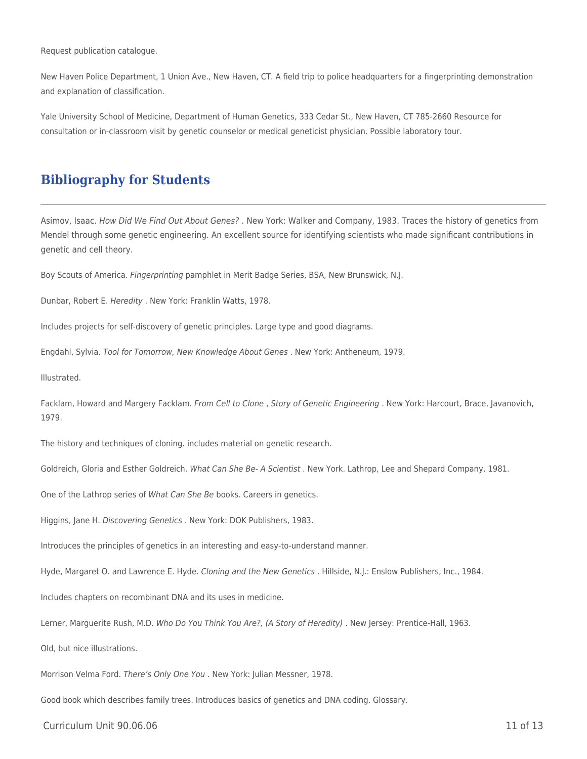Request publication catalogue.

New Haven Police Department, 1 Union Ave., New Haven, CT. A field trip to police headquarters for a fingerprinting demonstration and explanation of classification.

Yale University School of Medicine, Department of Human Genetics, 333 Cedar St., New Haven, CT 785-2660 Resource for consultation or in-classroom visit by genetic counselor or medical geneticist physician. Possible laboratory tour.

## Bibliography for Students

Asimov, Isaac. *How Did We Find Out About Genes?* . New York: Walker and Company, 1983. Traces the history of genetics from Mendel through some genetic engineering. An excellent source for identifying scientists who made significant contributions in genetic and cell theory.

Boy Scouts of America. *Fingerprinting* pamphlet in Merit Badge Series, BSA, New Brunswick, N.J.

Dunbar, Robert E. *Heredity* . New York: Franklin Watts, 1978.

Includes projects for self-discovery of genetic principles. Large type and good diagrams.

Engdahl, Sylvia. *Tool for Tomorrow, New Knowledge About Genes* . New York: Antheneum, 1979.

Illustrated.

Facklam, Howard and Margery Facklam. *From Cell to Clone* , *Story of Genetic Engineering* . New York: Harcourt, Brace, Javanovich, 1979.

The history and techniques of cloning. includes material on genetic research.

Goldreich, Gloria and Esther Goldreich. *What Can She Be- A Scientist* . New York. Lathrop, Lee and Shepard Company, 1981.

One of the Lathrop series of *What Can She Be* books. Careers in genetics.

Higgins, Jane H. *Discovering Genetics* . New York: DOK Publishers, 1983.

Introduces the principles of genetics in an interesting and easy-to-understand manner.

Hyde, Margaret O. and Lawrence E. Hyde. *Cloning and the New Genetics* . Hillside, N.J.: Enslow Publishers, Inc., 1984.

Includes chapters on recombinant DNA and its uses in medicine.

Lerner, Marguerite Rush, M.D. *Who Do You Think You Are?, (A Story of Heredity)* . New Jersey: Prentice-Hall, 1963.

Old, but nice illustrations.

Morrison Velma Ford. *There's Only One You* . New York: Julian Messner, 1978.

Good book which describes family trees. Introduces basics of genetics and DNA coding. Glossary.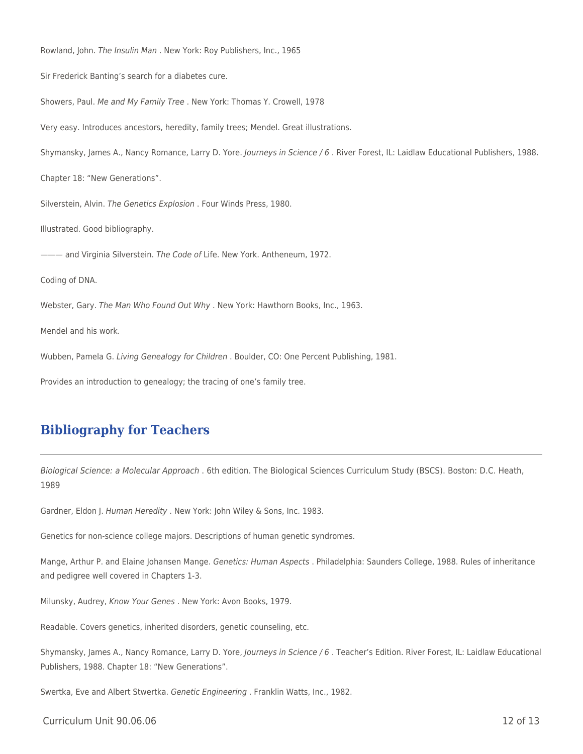Rowland, John. *The Insulin Man* . New York: Roy Publishers, Inc., 1965

Sir Frederick Banting's search for a diabetes cure.

Showers, Paul. *Me and My Family Tree* . New York: Thomas Y. Crowell, 1978

Very easy. Introduces ancestors, heredity, family trees; Mendel. Great illustrations.

Shymansky, James A., Nancy Romance, Larry D. Yore. *Journeys in Science / 6* . River Forest, IL: Laidlaw Educational Publishers, 1988.

Chapter 18: "New Generations".

Silverstein, Alvin. *The Genetics Explosion* . Four Winds Press, 1980.

Illustrated. Good bibliography.

——— and Virginia Silverstein. *The Code of* Life. New York. Antheneum, 1972.

Coding of DNA.

Webster, Gary. *The Man Who Found Out Why* . New York: Hawthorn Books, Inc., 1963.

Mendel and his work.

Wubben, Pamela G. *Living Genealogy for Children* . Boulder, CO: One Percent Publishing, 1981.

Provides an introduction to genealogy; the tracing of one's family tree.

## Bibliography for Teachers

*Biological Science: a Molecular Approach* . 6th edition. The Biological Sciences Curriculum Study (BSCS). Boston: D.C. Heath, 1989

Gardner, Eldon J. *Human Heredity* . New York: John Wiley & Sons, Inc. 1983.

Genetics for non-science college majors. Descriptions of human genetic syndromes.

Mange, Arthur P. and Elaine Johansen Mange. *Genetics: Human Aspects* . Philadelphia: Saunders College, 1988. Rules of inheritance and pedigree well covered in Chapters 1-3.

Milunsky, Audrey, *Know Your Genes* . New York: Avon Books, 1979.

Readable. Covers genetics, inherited disorders, genetic counseling, etc.

Shymansky, James A., Nancy Romance, Larry D. Yore, *Journeys in Science / 6* . Teacher's Edition. River Forest, IL: Laidlaw Educational Publishers, 1988. Chapter 18: "New Generations".

Swertka, Eve and Albert Stwertka. *Genetic Engineering* . Franklin Watts, Inc., 1982.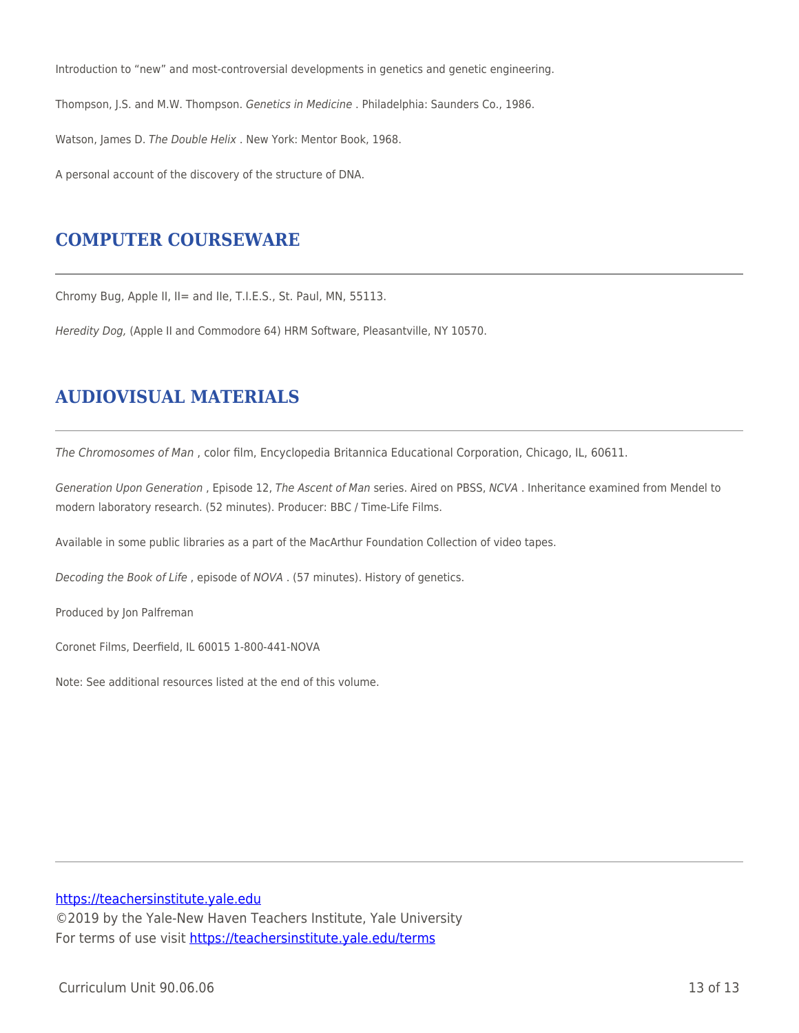Introduction to "new" and most-controversial developments in genetics and genetic engineering.

Thompson, J.S. and M.W. Thompson. *Genetics in Medicine* . Philadelphia: Saunders Co., 1986.

Watson, James D. *The Double Helix* . New York: Mentor Book, 1968.

A personal account of the discovery of the structure of DNA.

## COMPUTER COURSEWARE

Chromy Bug, Apple II, II= and IIe, T.I.E.S., St. Paul, MN, 55113.

*Heredity Dog,* (Apple II and Commodore 64) HRM Software, Pleasantville, NY 10570.

## AUDIOVISUAL MATERIALS

*The Chromosomes of Man* , color film, Encyclopedia Britannica Educational Corporation, Chicago, IL, 60611.

*Generation Upon Generation* , Episode 12, *The Ascent of Man* series. Aired on PBSS, *NCVA* . Inheritance examined from Mendel to modern laboratory research. (52 minutes). Producer: BBC / Time-Life Films.

Available in some public libraries as a part of the MacArthur Foundation Collection of video tapes.

*Decoding the Book of Life* , episode of *NOVA* . (57 minutes). History of genetics.

Produced by Jon Palfreman

Coronet Films, Deerfield, IL 60015 1-800-441-NOVA

Note: See additional resources listed at the end of this volume.

https://teachersinstitute.yale.edu
©2019 by the Yale-New Haven Teachers Institute, Yale University
For terms of use visit https://teachersinstitute.yale.edu/terms